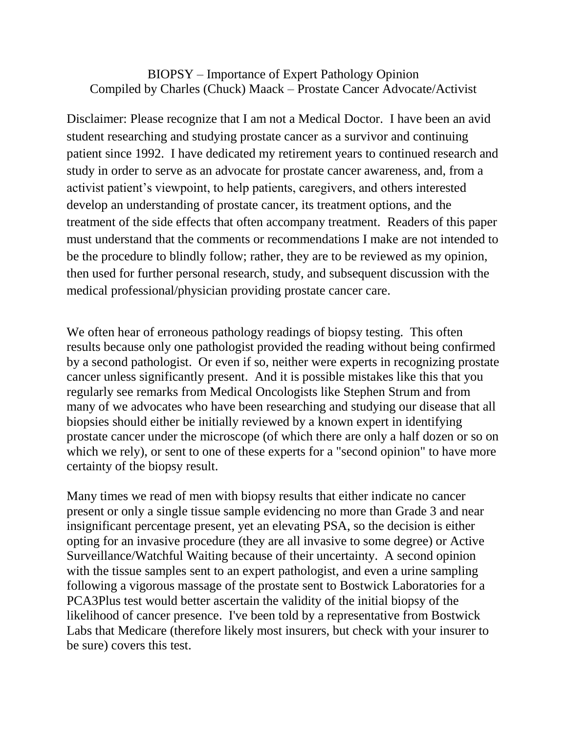# BIOPSY – Importance of Expert Pathology Opinion

Compiled by Charles (Chuck) Maack – Prostate Cancer Advocate/Activist

Disclaimer: Please recognize that I am not a Medical Doctor. I have been an avid student researching and studying prostate cancer as a survivor and continuing patient since 1992. I have dedicated my retirement years to continued research and study in order to serve as an advocate for prostate cancer awareness, and, from a activist patient's viewpoint, to help patients, caregivers, and others interested develop an understanding of prostate cancer, its treatment options, and the treatment of the side effects that often accompany treatment. Readers of this paper must understand that the comments or recommendations I make are not intended to be the procedure to blindly follow; rather, they are to be reviewed as my opinion, then used for further personal research, study, and subsequent discussion with the medical professional/physician providing prostate cancer care.

We often hear of erroneous pathology readings of biopsy testing. This often results because only one pathologist provided the reading without being confirmed by a second pathologist. Or even if so, neither were experts in recognizing prostate cancer unless significantly present. And it is possible mistakes like this that you regularly see remarks from Medical Oncologists like Stephen Strum and from many of we advocates who have been researching and studying our disease that all biopsies should either be initially reviewed by a known expert in identifying prostate cancer under the microscope (of which there are only a half dozen or so on which we rely), or sent to one of these experts for a "second opinion" to have more certainty of the biopsy result.

Many times we read of men with biopsy results that either indicate no cancer present or only a single tissue sample evidencing no more than Grade 3 and near insignificant percentage present, yet an elevating PSA, so the decision is either opting for an invasive procedure (they are all invasive to some degree) or Active Surveillance/Watchful Waiting because of their uncertainty. A second opinion with the tissue samples sent to an expert pathologist, and even a urine sampling following a vigorous massage of the prostate sent to Bostwick Laboratories for a PCA3Plus test would better ascertain the validity of the initial biopsy of the likelihood of cancer presence. I've been told by a representative from Bostwick Labs that Medicare (therefore likely most insurers, but check with your insurer to be sure) covers this test.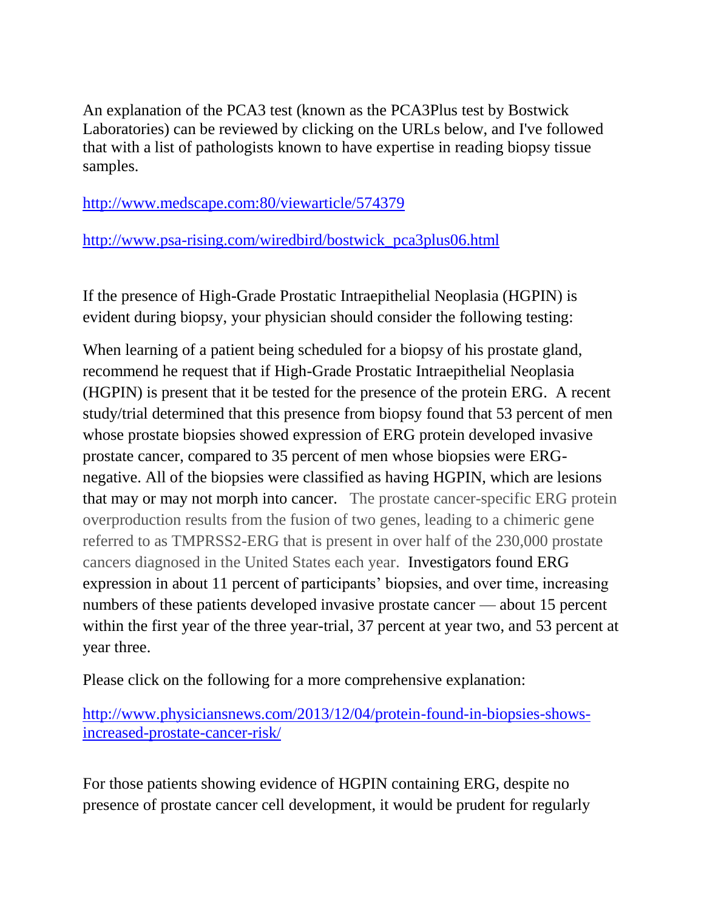An explanation of the PCA3 test (known as the PCA3Plus test by Bostwick Laboratories) can be reviewed by clicking on the URLs below, and I've followed that with a list of pathologists known to have expertise in reading biopsy tissue samples.

http://www.medscape.com:80/viewarticle/574379

http://www.psa-rising.com/wiredbird/bostwick_pca3plus06.html

If the presence of High-Grade Prostatic Intraepithelial Neoplasia (HGPIN) is evident during biopsy, your physician should consider the following testing:

When learning of a patient being scheduled for a biopsy of his prostate gland, recommend he request that if High-Grade Prostatic Intraepithelial Neoplasia (HGPIN) is present that it be tested for the presence of the protein ERG. A recent study/trial determined that this presence from biopsy found that 53 percent of men whose prostate biopsies showed expression of ERG protein developed invasive prostate cancer, compared to 35 percent of men whose biopsies were ERG-negative. All of the biopsies were classified as having HGPIN, which are lesions that may or may not morph into cancer. The prostate cancer-specific ERG protein overproduction results from the fusion of two genes, leading to a chimeric gene referred to as TMPRSS2-ERG that is present in over half of the 230,000 prostate cancers diagnosed in the United States each year. Investigators found ERG expression in about 11 percent of participants' biopsies, and over time, increasing numbers of these patients developed invasive prostate cancer — about 15 percent within the first year of the three year-trial, 37 percent at year two, and 53 percent at year three.

Please click on the following for a more comprehensive explanation:

http://www.physiciansnews.com/2013/12/04/protein-found-in-biopsies-shows-increased-prostate-cancer-risk/

For those patients showing evidence of HGPIN containing ERG, despite no presence of prostate cancer cell development, it would be prudent for regularly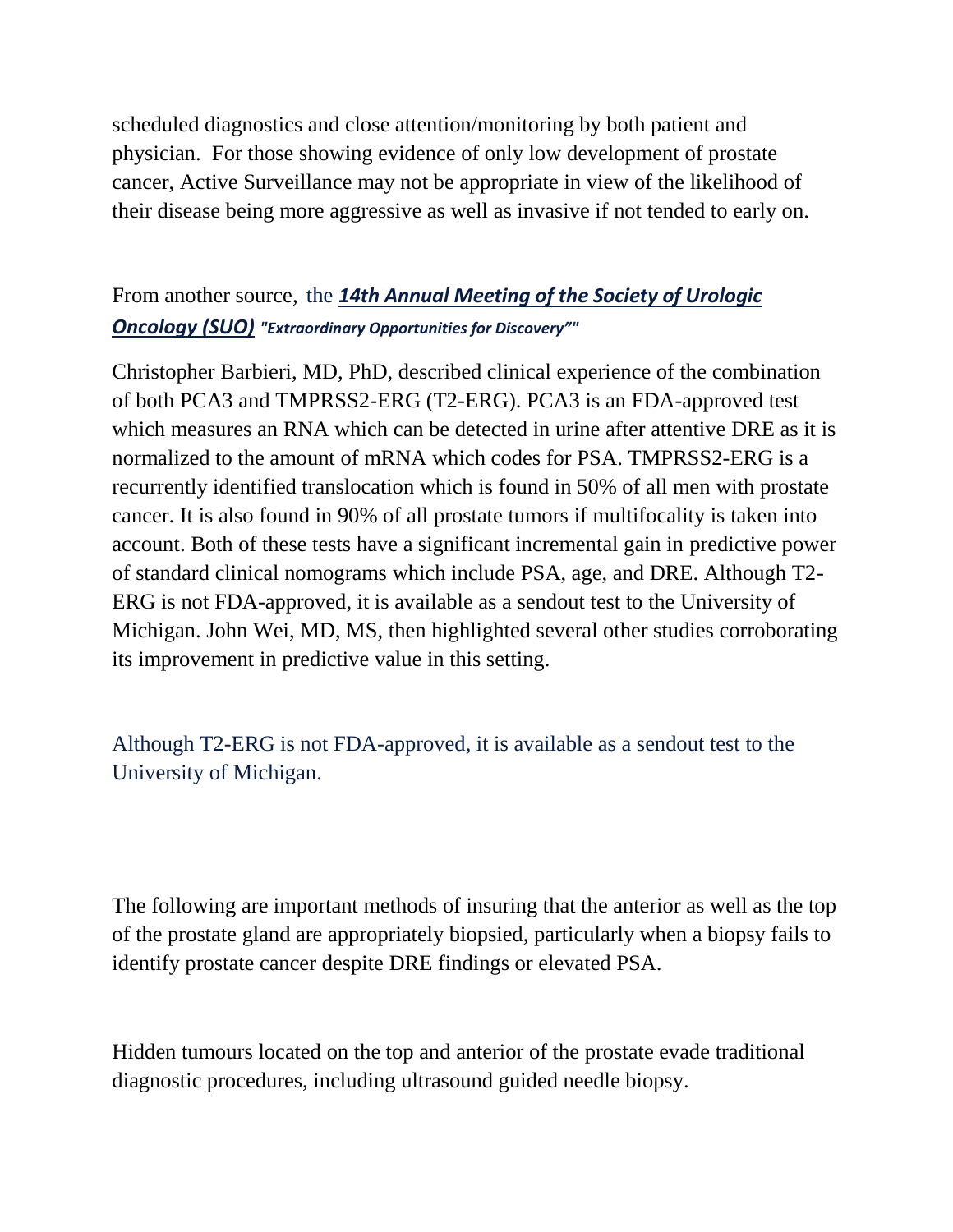scheduled diagnostics and close attention/monitoring by both patient and physician. For those showing evidence of only low development of prostate cancer, Active Surveillance may not be appropriate in view of the likelihood of their disease being more aggressive as well as invasive if not tended to early on.

From another source, the ***14th Annual Meeting of the Society of Urologic Oncology (SUO)*** ***"Extraordinary Opportunities for Discovery""***

Christopher Barbieri, MD, PhD, described clinical experience of the combination of both PCA3 and TMPRSS2-ERG (T2-ERG). PCA3 is an FDA-approved test which measures an RNA which can be detected in urine after attentive DRE as it is normalized to the amount of mRNA which codes for PSA. TMPRSS2-ERG is a recurrently identified translocation which is found in 50% of all men with prostate cancer. It is also found in 90% of all prostate tumors if multifocality is taken into account. Both of these tests have a significant incremental gain in predictive power of standard clinical nomograms which include PSA, age, and DRE. Although T2-ERG is not FDA-approved, it is available as a sendout test to the University of Michigan. John Wei, MD, MS, then highlighted several other studies corroborating its improvement in predictive value in this setting.

Although T2-ERG is not FDA-approved, it is available as a sendout test to the University of Michigan.

The following are important methods of insuring that the anterior as well as the top of the prostate gland are appropriately biopsied, particularly when a biopsy fails to identify prostate cancer despite DRE findings or elevated PSA.

Hidden tumours located on the top and anterior of the prostate evade traditional diagnostic procedures, including ultrasound guided needle biopsy.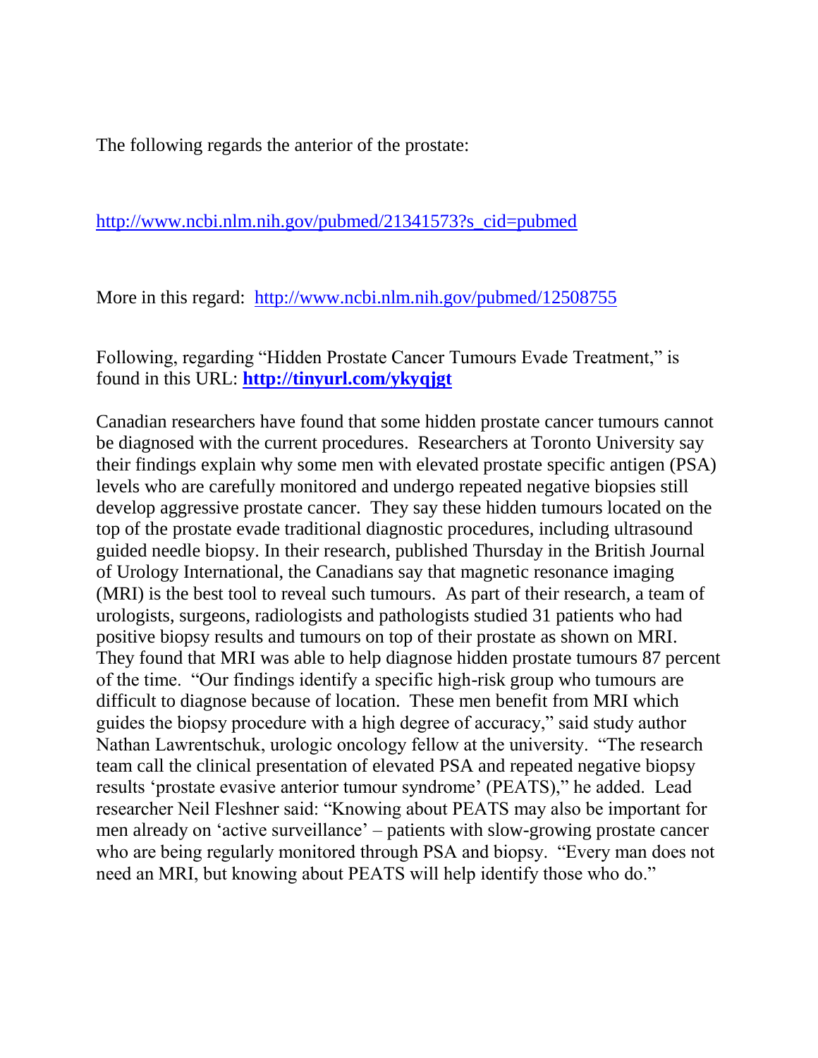The following regards the anterior of the prostate:

http://www.ncbi.nlm.nih.gov/pubmed/21341573?s_cid=pubmed

More in this regard: http://www.ncbi.nlm.nih.gov/pubmed/12508755

Following, regarding "Hidden Prostate Cancer Tumours Evade Treatment," is found in this URL: **http://tinyurl.com/ykyqjgt**

Canadian researchers have found that some hidden prostate cancer tumours cannot be diagnosed with the current procedures. Researchers at Toronto University say their findings explain why some men with elevated prostate specific antigen (PSA) levels who are carefully monitored and undergo repeated negative biopsies still develop aggressive prostate cancer. They say these hidden tumours located on the top of the prostate evade traditional diagnostic procedures, including ultrasound guided needle biopsy. In their research, published Thursday in the British Journal of Urology International, the Canadians say that magnetic resonance imaging (MRI) is the best tool to reveal such tumours. As part of their research, a team of urologists, surgeons, radiologists and pathologists studied 31 patients who had positive biopsy results and tumours on top of their prostate as shown on MRI. They found that MRI was able to help diagnose hidden prostate tumours 87 percent of the time. "Our findings identify a specific high-risk group who tumours are difficult to diagnose because of location. These men benefit from MRI which guides the biopsy procedure with a high degree of accuracy," said study author Nathan Lawrentschuk, urologic oncology fellow at the university. "The research team call the clinical presentation of elevated PSA and repeated negative biopsy results 'prostate evasive anterior tumour syndrome' (PEATS)," he added. Lead researcher Neil Fleshner said: "Knowing about PEATS may also be important for men already on 'active surveillance' – patients with slow-growing prostate cancer who are being regularly monitored through PSA and biopsy. "Every man does not need an MRI, but knowing about PEATS will help identify those who do."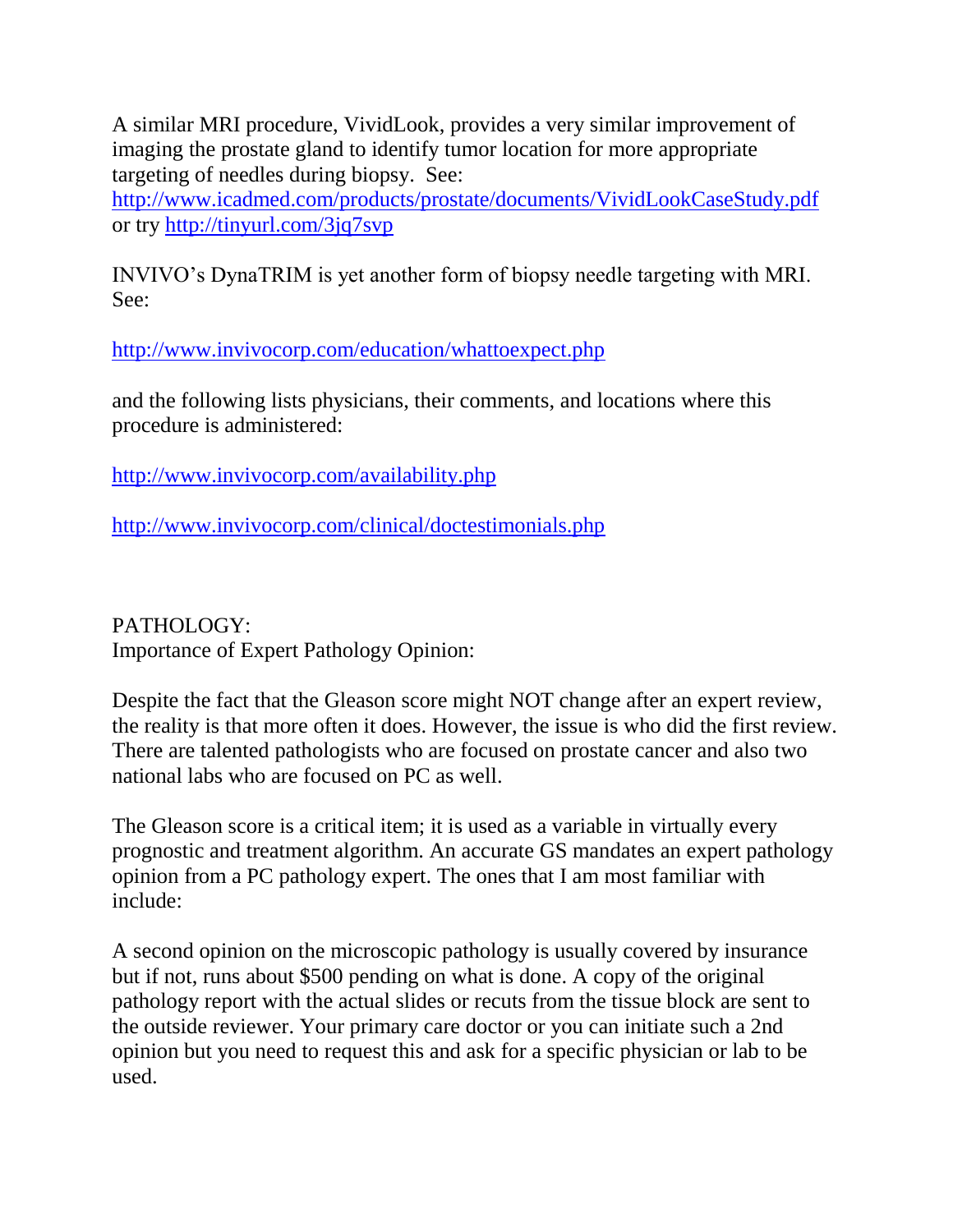A similar MRI procedure, VividLook, provides a very similar improvement of imaging the prostate gland to identify tumor location for more appropriate targeting of needles during biopsy. See: http://www.icadmed.com/products/prostate/documents/VividLookCaseStudy.pdf or try http://tinyurl.com/3jq7svp

INVIVO's DynaTRIM is yet another form of biopsy needle targeting with MRI. See:

http://www.invivocorp.com/education/whattoexpect.php

and the following lists physicians, their comments, and locations where this procedure is administered:

http://www.invivocorp.com/availability.php

http://www.invivocorp.com/clinical/doctestimonials.php

PATHOLOGY:
Importance of Expert Pathology Opinion:

Despite the fact that the Gleason score might NOT change after an expert review, the reality is that more often it does. However, the issue is who did the first review. There are talented pathologists who are focused on prostate cancer and also two national labs who are focused on PC as well.

The Gleason score is a critical item; it is used as a variable in virtually every prognostic and treatment algorithm. An accurate GS mandates an expert pathology opinion from a PC pathology expert. The ones that I am most familiar with include:

A second opinion on the microscopic pathology is usually covered by insurance but if not, runs about $500 pending on what is done. A copy of the original pathology report with the actual slides or recuts from the tissue block are sent to the outside reviewer. Your primary care doctor or you can initiate such a 2nd opinion but you need to request this and ask for a specific physician or lab to be used.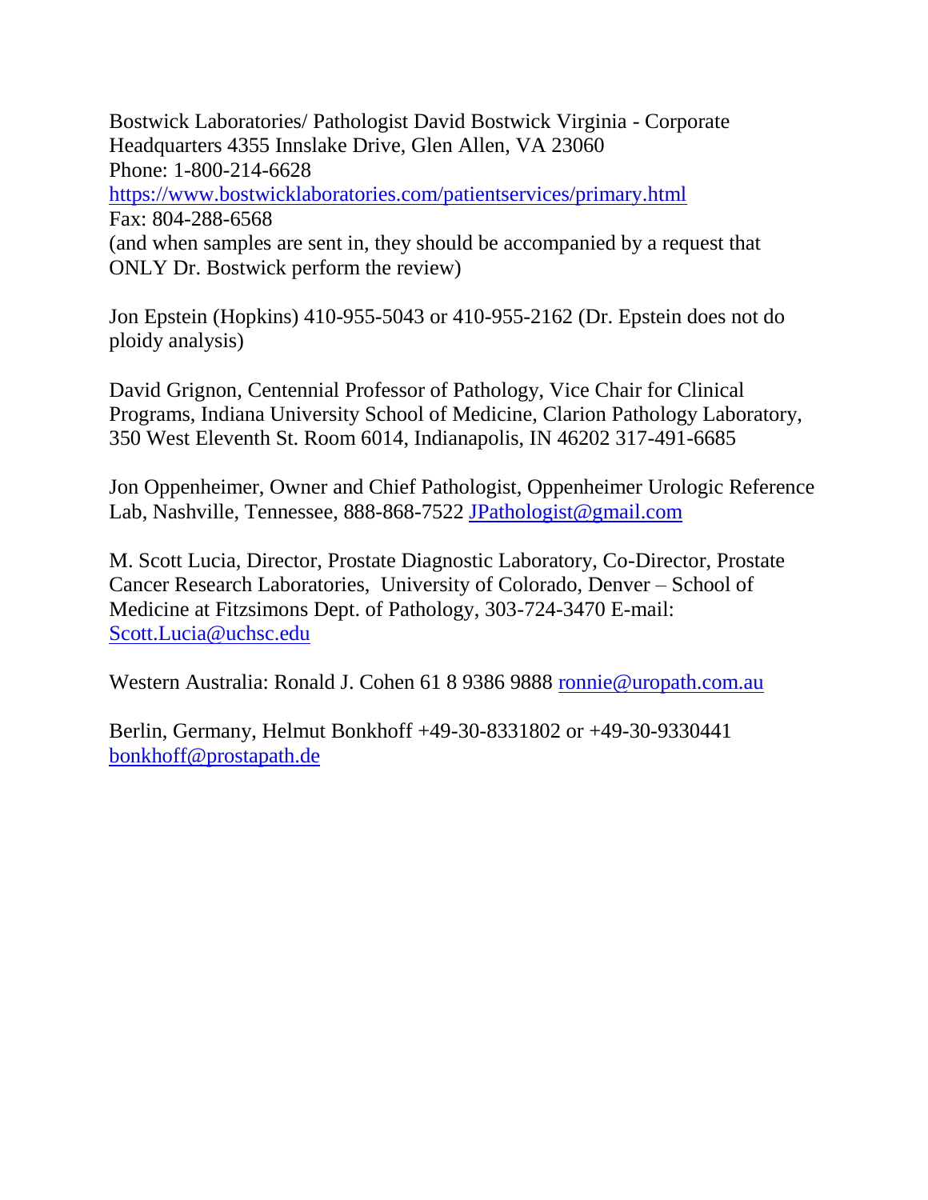Bostwick Laboratories/ Pathologist David Bostwick Virginia - Corporate Headquarters 4355 Innslake Drive, Glen Allen, VA 23060
Phone: 1-800-214-6628
https://www.bostwicklaboratories.com/patientservices/primary.html
Fax: 804-288-6568
(and when samples are sent in, they should be accompanied by a request that ONLY Dr. Bostwick perform the review)

Jon Epstein (Hopkins) 410-955-5043 or 410-955-2162 (Dr. Epstein does not do ploidy analysis)

David Grignon, Centennial Professor of Pathology, Vice Chair for Clinical Programs, Indiana University School of Medicine, Clarion Pathology Laboratory, 350 West Eleventh St. Room 6014, Indianapolis, IN 46202 317-491-6685

Jon Oppenheimer, Owner and Chief Pathologist, Oppenheimer Urologic Reference Lab, Nashville, Tennessee, 888-868-7522 JPathologist@gmail.com

M. Scott Lucia, Director, Prostate Diagnostic Laboratory, Co-Director, Prostate Cancer Research Laboratories, University of Colorado, Denver – School of Medicine at Fitzsimons Dept. of Pathology, 303-724-3470 E-mail: Scott.Lucia@uchsc.edu

Western Australia: Ronald J. Cohen 61 8 9386 9888 ronnie@uropath.com.au

Berlin, Germany, Helmut Bonkhoff +49-30-8331802 or +49-30-9330441 bonkhoff@prostapath.de